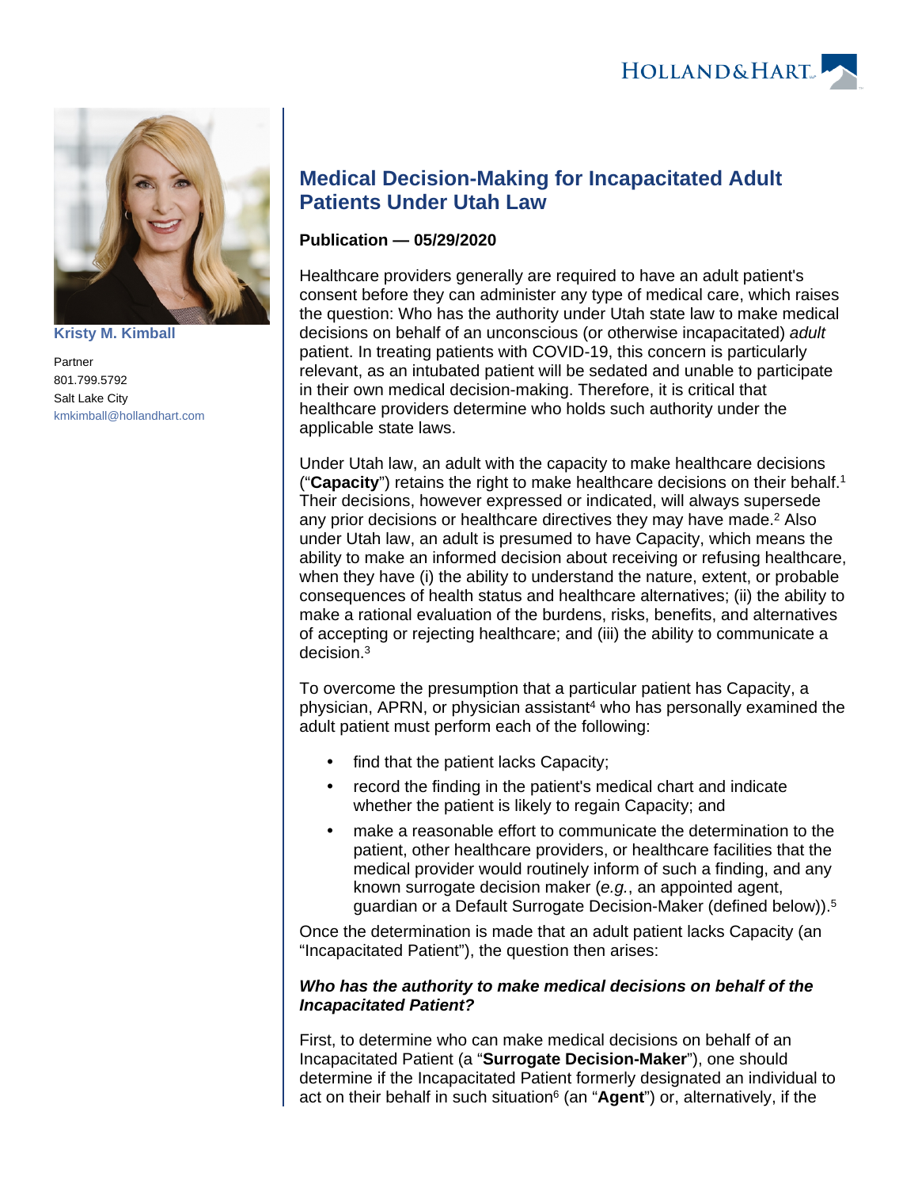Kristy M. Kimball

Partner
801.799.5792
Salt Lake City
kmkimball@hollandhart.com

# Medical Decision-Making for Incapacitated Adult Patients Under Utah Law

**Publication — 05/29/2020**

Healthcare providers generally are required to have an adult patient's consent before they can administer any type of medical care, which raises the question: Who has the authority under Utah state law to make medical decisions on behalf of an unconscious (or otherwise incapacitated) *adult* patient. In treating patients with COVID-19, this concern is particularly relevant, as an intubated patient will be sedated and unable to participate in their own medical decision-making. Therefore, it is critical that healthcare providers determine who holds such authority under the applicable state laws.

Under Utah law, an adult with the capacity to make healthcare decisions ("**Capacity**") retains the right to make healthcare decisions on their behalf.[1] Their decisions, however expressed or indicated, will always supersede any prior decisions or healthcare directives they may have made.[2] Also under Utah law, an adult is presumed to have Capacity, which means the ability to make an informed decision about receiving or refusing healthcare, when they have (i) the ability to understand the nature, extent, or probable consequences of health status and healthcare alternatives; (ii) the ability to make a rational evaluation of the burdens, risks, benefits, and alternatives of accepting or rejecting healthcare; and (iii) the ability to communicate a decision.[3]

To overcome the presumption that a particular patient has Capacity, a physician, APRN, or physician assistant[4] who has personally examined the adult patient must perform each of the following:

- find that the patient lacks Capacity;
- record the finding in the patient's medical chart and indicate whether the patient is likely to regain Capacity; and
- make a reasonable effort to communicate the determination to the patient, other healthcare providers, or healthcare facilities that the medical provider would routinely inform of such a finding, and any known surrogate decision maker (*e.g.*, an appointed agent, guardian or a Default Surrogate Decision-Maker (defined below)).[5]

Once the determination is made that an adult patient lacks Capacity (an "Incapacitated Patient"), the question then arises:

***Who has the authority to make medical decisions on behalf of the Incapacitated Patient?***

First, to determine who can make medical decisions on behalf of an Incapacitated Patient (a "**Surrogate Decision-Maker**"), one should determine if the Incapacitated Patient formerly designated an individual to act on their behalf in such situation[6] (an "**Agent**") or, alternatively, if the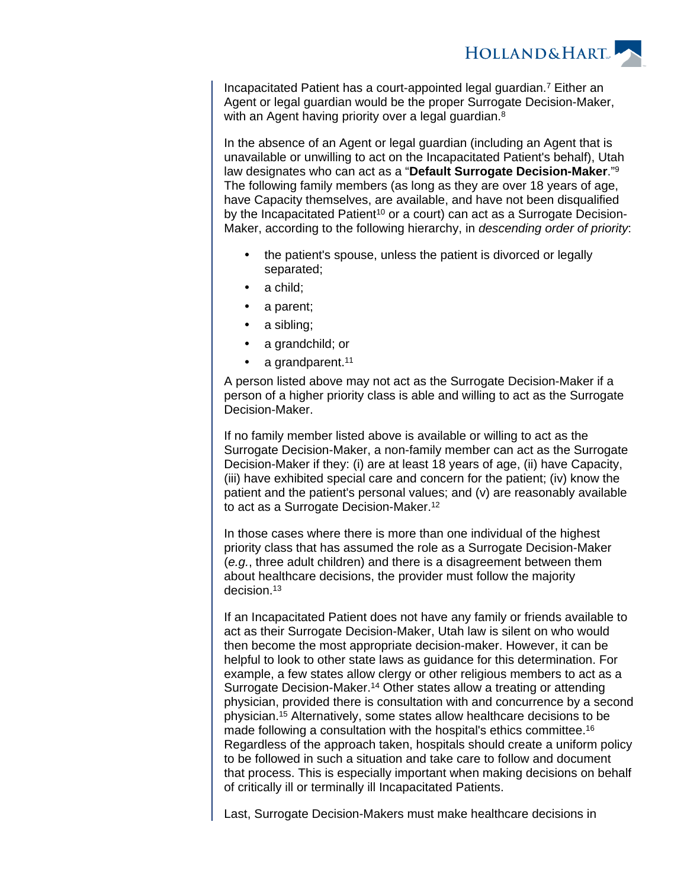Incapacitated Patient has a court-appointed legal guardian.[7] Either an Agent or legal guardian would be the proper Surrogate Decision-Maker, with an Agent having priority over a legal guardian.[8]

In the absence of an Agent or legal guardian (including an Agent that is unavailable or unwilling to act on the Incapacitated Patient's behalf), Utah law designates who can act as a "**Default Surrogate Decision-Maker**."[9] The following family members (as long as they are over 18 years of age, have Capacity themselves, are available, and have not been disqualified by the Incapacitated Patient[10] or a court) can act as a Surrogate Decision-Maker, according to the following hierarchy, in *descending order of priority*:

- the patient's spouse, unless the patient is divorced or legally separated;
- a child;
- a parent;
- a sibling;
- a grandchild; or
- a grandparent.[11]

A person listed above may not act as the Surrogate Decision-Maker if a person of a higher priority class is able and willing to act as the Surrogate Decision-Maker.

If no family member listed above is available or willing to act as the Surrogate Decision-Maker, a non-family member can act as the Surrogate Decision-Maker if they: (i) are at least 18 years of age, (ii) have Capacity, (iii) have exhibited special care and concern for the patient; (iv) know the patient and the patient's personal values; and (v) are reasonably available to act as a Surrogate Decision-Maker.[12]

In those cases where there is more than one individual of the highest priority class that has assumed the role as a Surrogate Decision-Maker (*e.g.*, three adult children) and there is a disagreement between them about healthcare decisions, the provider must follow the majority decision.[13]

If an Incapacitated Patient does not have any family or friends available to act as their Surrogate Decision-Maker, Utah law is silent on who would then become the most appropriate decision-maker. However, it can be helpful to look to other state laws as guidance for this determination. For example, a few states allow clergy or other religious members to act as a Surrogate Decision-Maker.[14] Other states allow a treating or attending physician, provided there is consultation with and concurrence by a second physician.[15] Alternatively, some states allow healthcare decisions to be made following a consultation with the hospital's ethics committee.[16] Regardless of the approach taken, hospitals should create a uniform policy to be followed in such a situation and take care to follow and document that process. This is especially important when making decisions on behalf of critically ill or terminally ill Incapacitated Patients.

Last, Surrogate Decision-Makers must make healthcare decisions in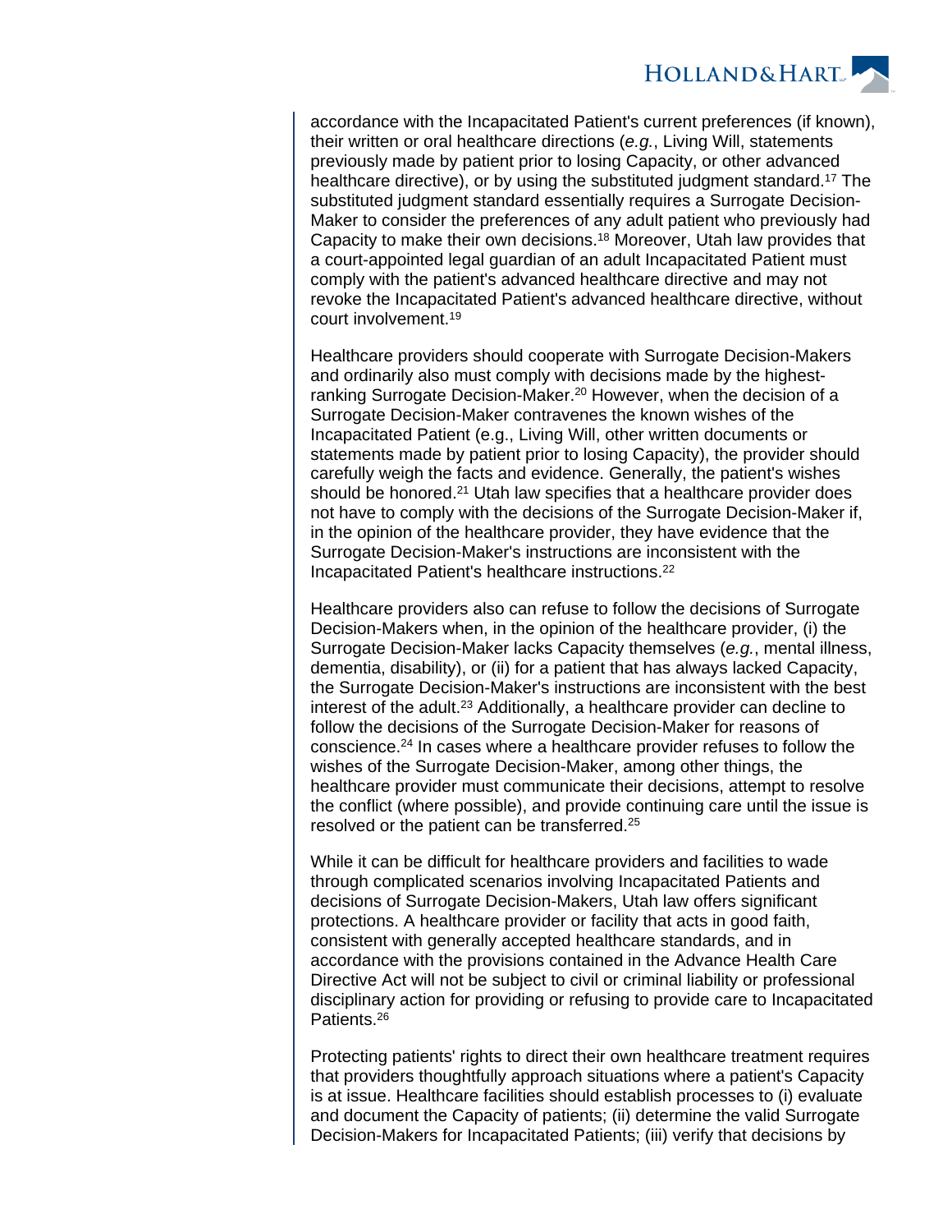accordance with the Incapacitated Patient's current preferences (if known), their written or oral healthcare directions (*e.g.*, Living Will, statements previously made by patient prior to losing Capacity, or other advanced healthcare directive), or by using the substituted judgment standard.[17] The substituted judgment standard essentially requires a Surrogate Decision-Maker to consider the preferences of any adult patient who previously had Capacity to make their own decisions.[18] Moreover, Utah law provides that a court-appointed legal guardian of an adult Incapacitated Patient must comply with the patient's advanced healthcare directive and may not revoke the Incapacitated Patient's advanced healthcare directive, without court involvement.[19]

Healthcare providers should cooperate with Surrogate Decision-Makers and ordinarily also must comply with decisions made by the highest-ranking Surrogate Decision-Maker.[20] However, when the decision of a Surrogate Decision-Maker contravenes the known wishes of the Incapacitated Patient (e.g., Living Will, other written documents or statements made by patient prior to losing Capacity), the provider should carefully weigh the facts and evidence. Generally, the patient's wishes should be honored.[21] Utah law specifies that a healthcare provider does not have to comply with the decisions of the Surrogate Decision-Maker if, in the opinion of the healthcare provider, they have evidence that the Surrogate Decision-Maker's instructions are inconsistent with the Incapacitated Patient's healthcare instructions.[22]

Healthcare providers also can refuse to follow the decisions of Surrogate Decision-Makers when, in the opinion of the healthcare provider, (i) the Surrogate Decision-Maker lacks Capacity themselves (*e.g.*, mental illness, dementia, disability), or (ii) for a patient that has always lacked Capacity, the Surrogate Decision-Maker's instructions are inconsistent with the best interest of the adult.[23] Additionally, a healthcare provider can decline to follow the decisions of the Surrogate Decision-Maker for reasons of conscience.[24] In cases where a healthcare provider refuses to follow the wishes of the Surrogate Decision-Maker, among other things, the healthcare provider must communicate their decisions, attempt to resolve the conflict (where possible), and provide continuing care until the issue is resolved or the patient can be transferred.[25]

While it can be difficult for healthcare providers and facilities to wade through complicated scenarios involving Incapacitated Patients and decisions of Surrogate Decision-Makers, Utah law offers significant protections. A healthcare provider or facility that acts in good faith, consistent with generally accepted healthcare standards, and in accordance with the provisions contained in the Advance Health Care Directive Act will not be subject to civil or criminal liability or professional disciplinary action for providing or refusing to provide care to Incapacitated Patients.[26]

Protecting patients' rights to direct their own healthcare treatment requires that providers thoughtfully approach situations where a patient's Capacity is at issue. Healthcare facilities should establish processes to (i) evaluate and document the Capacity of patients; (ii) determine the valid Surrogate Decision-Makers for Incapacitated Patients; (iii) verify that decisions by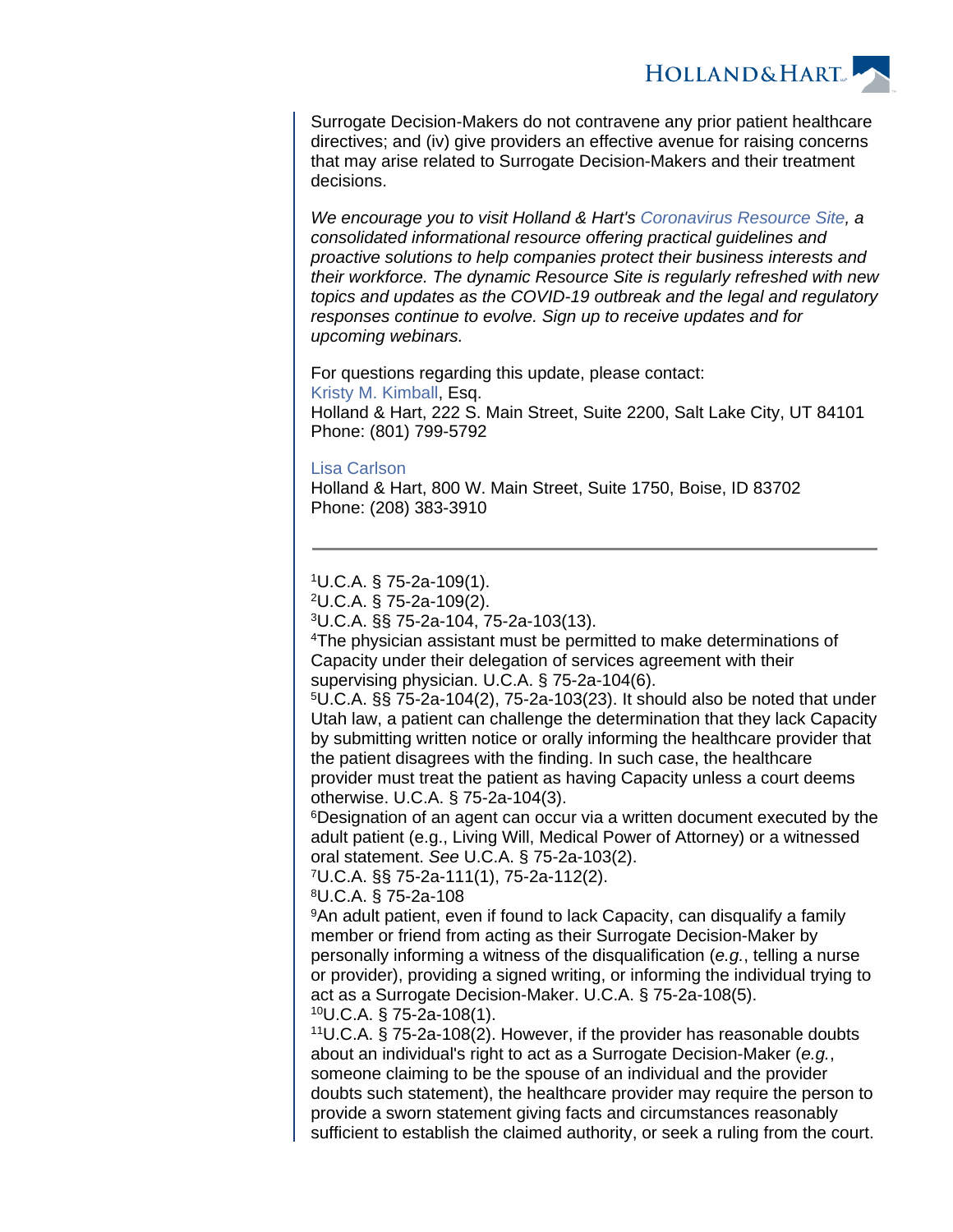Surrogate Decision-Makers do not contravene any prior patient healthcare directives; and (iv) give providers an effective avenue for raising concerns that may arise related to Surrogate Decision-Makers and their treatment decisions.

*We encourage you to visit Holland & Hart's Coronavirus Resource Site, a consolidated informational resource offering practical guidelines and proactive solutions to help companies protect their business interests and their workforce. The dynamic Resource Site is regularly refreshed with new topics and updates as the COVID-19 outbreak and the legal and regulatory responses continue to evolve. Sign up to receive updates and for upcoming webinars.*

For questions regarding this update, please contact:
Kristy M. Kimball, Esq.
Holland & Hart, 222 S. Main Street, Suite 2200, Salt Lake City, UT 84101
Phone: (801) 799-5792

Lisa Carlson
Holland & Hart, 800 W. Main Street, Suite 1750, Boise, ID 83702
Phone: (208) 383-3910

---

[1]U.C.A. § 75-2a-109(1).
[2]U.C.A. § 75-2a-109(2).
[3]U.C.A. §§ 75-2a-104, 75-2a-103(13).
[4]The physician assistant must be permitted to make determinations of Capacity under their delegation of services agreement with their supervising physician. U.C.A. § 75-2a-104(6).
[5]U.C.A. §§ 75-2a-104(2), 75-2a-103(23). It should also be noted that under Utah law, a patient can challenge the determination that they lack Capacity by submitting written notice or orally informing the healthcare provider that the patient disagrees with the finding. In such case, the healthcare provider must treat the patient as having Capacity unless a court deems otherwise. U.C.A. § 75-2a-104(3).
[6]Designation of an agent can occur via a written document executed by the adult patient (e.g., Living Will, Medical Power of Attorney) or a witnessed oral statement. *See* U.C.A. § 75-2a-103(2).
[7]U.C.A. §§ 75-2a-111(1), 75-2a-112(2).
[8]U.C.A. § 75-2a-108
[9]An adult patient, even if found to lack Capacity, can disqualify a family member or friend from acting as their Surrogate Decision-Maker by personally informing a witness of the disqualification (*e.g.*, telling a nurse or provider), providing a signed writing, or informing the individual trying to act as a Surrogate Decision-Maker. U.C.A. § 75-2a-108(5).
[10]U.C.A. § 75-2a-108(1).
[11]U.C.A. § 75-2a-108(2). However, if the provider has reasonable doubts about an individual's right to act as a Surrogate Decision-Maker (*e.g.*, someone claiming to be the spouse of an individual and the provider doubts such statement), the healthcare provider may require the person to provide a sworn statement giving facts and circumstances reasonably sufficient to establish the claimed authority, or seek a ruling from the court.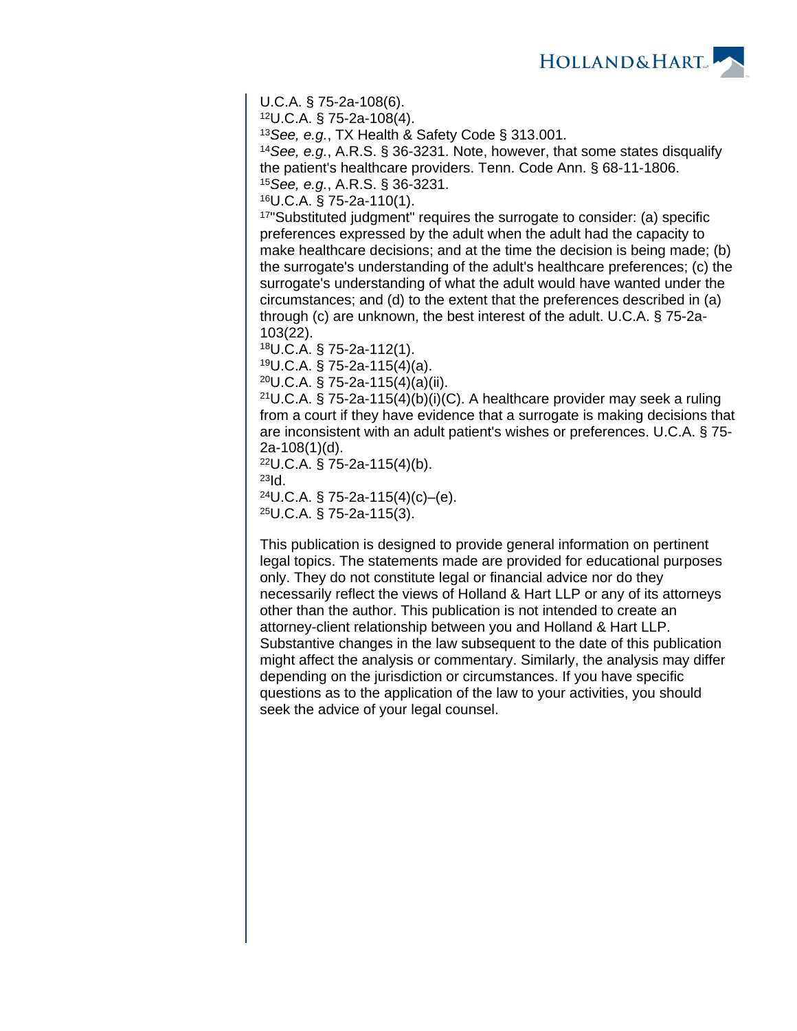U.C.A. § 75-2a-108(6).

[12]U.C.A. § 75-2a-108(4).

[13]*See, e.g.*, TX Health & Safety Code § 313.001.

[14]*See, e.g.*, A.R.S. § 36-3231. Note, however, that some states disqualify the patient's healthcare providers. Tenn. Code Ann. § 68-11-1806.

[15]*See, e.g.*, A.R.S. § 36-3231.

[16]U.C.A. § 75-2a-110(1).

[17]"Substituted judgment" requires the surrogate to consider: (a) specific preferences expressed by the adult when the adult had the capacity to make healthcare decisions; and at the time the decision is being made; (b) the surrogate's understanding of the adult's healthcare preferences; (c) the surrogate's understanding of what the adult would have wanted under the circumstances; and (d) to the extent that the preferences described in (a) through (c) are unknown, the best interest of the adult. U.C.A. § 75-2a-103(22).

[18]U.C.A. § 75-2a-112(1).

[19]U.C.A. § 75-2a-115(4)(a).

[20]U.C.A. § 75-2a-115(4)(a)(ii).

[21]U.C.A. § 75-2a-115(4)(b)(i)(C). A healthcare provider may seek a ruling from a court if they have evidence that a surrogate is making decisions that are inconsistent with an adult patient's wishes or preferences. U.C.A. § 75-2a-108(1)(d).

[22]U.C.A. § 75-2a-115(4)(b).

[23]Id.

[24]U.C.A. § 75-2a-115(4)(c)–(e).

[25]U.C.A. § 75-2a-115(3).

This publication is designed to provide general information on pertinent legal topics. The statements made are provided for educational purposes only. They do not constitute legal or financial advice nor do they necessarily reflect the views of Holland & Hart LLP or any of its attorneys other than the author. This publication is not intended to create an attorney-client relationship between you and Holland & Hart LLP. Substantive changes in the law subsequent to the date of this publication might affect the analysis or commentary. Similarly, the analysis may differ depending on the jurisdiction or circumstances. If you have specific questions as to the application of the law to your activities, you should seek the advice of your legal counsel.